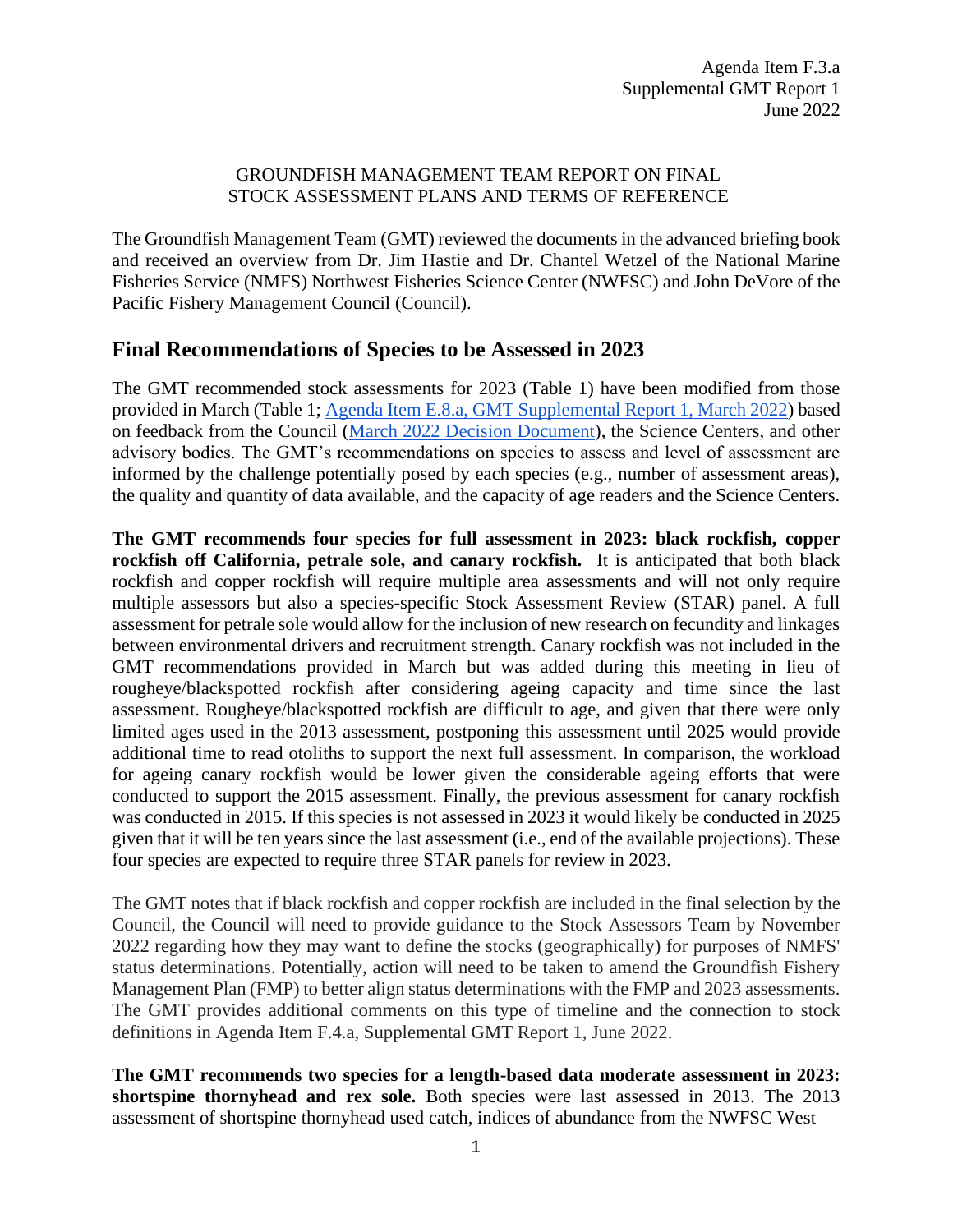Agenda Item F.3.a
Supplemental GMT Report 1
June 2022

GROUNDFISH MANAGEMENT TEAM REPORT ON FINAL STOCK ASSESSMENT PLANS AND TERMS OF REFERENCE

The Groundfish Management Team (GMT) reviewed the documents in the advanced briefing book and received an overview from Dr. Jim Hastie and Dr. Chantel Wetzel of the National Marine Fisheries Service (NMFS) Northwest Fisheries Science Center (NWFSC) and John DeVore of the Pacific Fishery Management Council (Council).

## Final Recommendations of Species to be Assessed in 2023

The GMT recommended stock assessments for 2023 (Table 1) have been modified from those provided in March (Table 1; Agenda Item E.8.a, GMT Supplemental Report 1, March 2022) based on feedback from the Council (March 2022 Decision Document), the Science Centers, and other advisory bodies. The GMT's recommendations on species to assess and level of assessment are informed by the challenge potentially posed by each species (e.g., number of assessment areas), the quality and quantity of data available, and the capacity of age readers and the Science Centers.

**The GMT recommends four species for full assessment in 2023: black rockfish, copper rockfish off California, petrale sole, and canary rockfish.** It is anticipated that both black rockfish and copper rockfish will require multiple area assessments and will not only require multiple assessors but also a species-specific Stock Assessment Review (STAR) panel. A full assessment for petrale sole would allow for the inclusion of new research on fecundity and linkages between environmental drivers and recruitment strength. Canary rockfish was not included in the GMT recommendations provided in March but was added during this meeting in lieu of rougheye/blackspotted rockfish after considering ageing capacity and time since the last assessment. Rougheye/blackspotted rockfish are difficult to age, and given that there were only limited ages used in the 2013 assessment, postponing this assessment until 2025 would provide additional time to read otoliths to support the next full assessment. In comparison, the workload for ageing canary rockfish would be lower given the considerable ageing efforts that were conducted to support the 2015 assessment. Finally, the previous assessment for canary rockfish was conducted in 2015. If this species is not assessed in 2023 it would likely be conducted in 2025 given that it will be ten years since the last assessment (i.e., end of the available projections). These four species are expected to require three STAR panels for review in 2023.

The GMT notes that if black rockfish and copper rockfish are included in the final selection by the Council, the Council will need to provide guidance to the Stock Assessors Team by November 2022 regarding how they may want to define the stocks (geographically) for purposes of NMFS' status determinations. Potentially, action will need to be taken to amend the Groundfish Fishery Management Plan (FMP) to better align status determinations with the FMP and 2023 assessments. The GMT provides additional comments on this type of timeline and the connection to stock definitions in Agenda Item F.4.a, Supplemental GMT Report 1, June 2022.

**The GMT recommends two species for a length-based data moderate assessment in 2023: shortspine thornyhead and rex sole.** Both species were last assessed in 2013. The 2013 assessment of shortspine thornyhead used catch, indices of abundance from the NWFSC West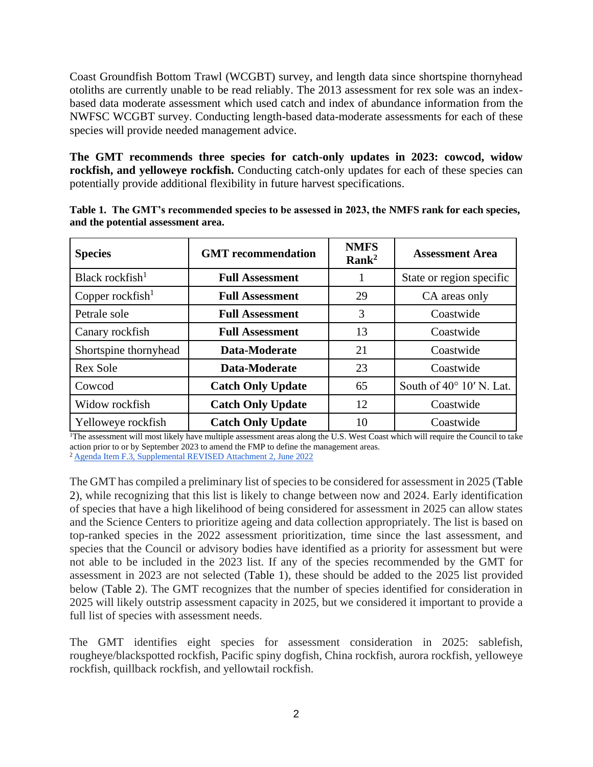Coast Groundfish Bottom Trawl (WCGBT) survey, and length data since shortspine thornyhead otoliths are currently unable to be read reliably. The 2013 assessment for rex sole was an index-based data moderate assessment which used catch and index of abundance information from the NWFSC WCGBT survey. Conducting length-based data-moderate assessments for each of these species will provide needed management advice.

**The GMT recommends three species for catch-only updates in 2023: cowcod, widow rockfish, and yelloweye rockfish.** Conducting catch-only updates for each of these species can potentially provide additional flexibility in future harvest specifications.

**Table 1. The GMT's recommended species to be assessed in 2023, the NMFS rank for each species, and the potential assessment area.**

| Species | GMT recommendation | NMFS Rank[2] | Assessment Area |
|---|---|---|---|
| Black rockfish[1] | **Full Assessment** | 1 | State or region specific |
| Copper rockfish[1] | **Full Assessment** | 29 | CA areas only |
| Petrale sole | **Full Assessment** | 3 | Coastwide |
| Canary rockfish | **Full Assessment** | 13 | Coastwide |
| Shortspine thornyhead | **Data-Moderate** | 21 | Coastwide |
| Rex Sole | **Data-Moderate** | 23 | Coastwide |
| Cowcod | **Catch Only Update** | 65 | South of 40° 10′ N. Lat. |
| Widow rockfish | **Catch Only Update** | 12 | Coastwide |
| Yelloweye rockfish | **Catch Only Update** | 10 | Coastwide |

[1]The assessment will most likely have multiple assessment areas along the U.S. West Coast which will require the Council to take action prior to or by September 2023 to amend the FMP to define the management areas.
[2] Agenda Item F.3, Supplemental REVISED Attachment 2, June 2022

The GMT has compiled a preliminary list of species to be considered for assessment in 2025 (Table 2), while recognizing that this list is likely to change between now and 2024. Early identification of species that have a high likelihood of being considered for assessment in 2025 can allow states and the Science Centers to prioritize ageing and data collection appropriately. The list is based on top-ranked species in the 2022 assessment prioritization, time since the last assessment, and species that the Council or advisory bodies have identified as a priority for assessment but were not able to be included in the 2023 list. If any of the species recommended by the GMT for assessment in 2023 are not selected (Table 1), these should be added to the 2025 list provided below (Table 2). The GMT recognizes that the number of species identified for consideration in 2025 will likely outstrip assessment capacity in 2025, but we considered it important to provide a full list of species with assessment needs.

The GMT identifies eight species for assessment consideration in 2025: sablefish, rougheye/blackspotted rockfish, Pacific spiny dogfish, China rockfish, aurora rockfish, yelloweye rockfish, quillback rockfish, and yellowtail rockfish.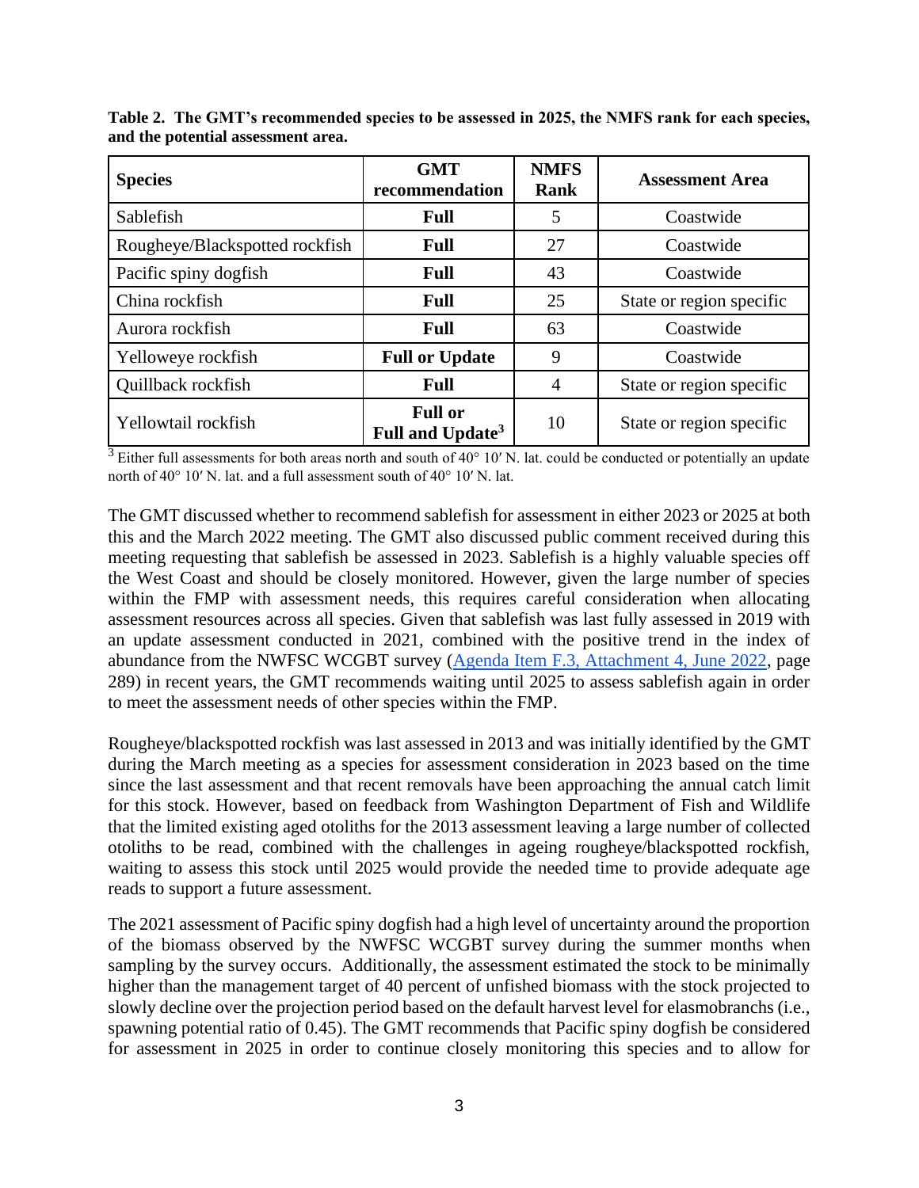**Table 2. The GMT's recommended species to be assessed in 2025, the NMFS rank for each species, and the potential assessment area.**

| Species | GMT recommendation | NMFS Rank | Assessment Area |
|---|---|---|---|
| Sablefish | **Full** | 5 | Coastwide |
| Rougheye/Blackspotted rockfish | **Full** | 27 | Coastwide |
| Pacific spiny dogfish | **Full** | 43 | Coastwide |
| China rockfish | **Full** | 25 | State or region specific |
| Aurora rockfish | **Full** | 63 | Coastwide |
| Yelloweye rockfish | **Full or Update** | 9 | Coastwide |
| Quillback rockfish | **Full** | 4 | State or region specific |
| Yellowtail rockfish | **Full or Full and Update[3]** | 10 | State or region specific |

[3] Either full assessments for both areas north and south of 40° 10′ N. lat. could be conducted or potentially an update north of 40° 10′ N. lat. and a full assessment south of 40° 10′ N. lat.

The GMT discussed whether to recommend sablefish for assessment in either 2023 or 2025 at both this and the March 2022 meeting. The GMT also discussed public comment received during this meeting requesting that sablefish be assessed in 2023. Sablefish is a highly valuable species off the West Coast and should be closely monitored. However, given the large number of species within the FMP with assessment needs, this requires careful consideration when allocating assessment resources across all species. Given that sablefish was last fully assessed in 2019 with an update assessment conducted in 2021, combined with the positive trend in the index of abundance from the NWFSC WCGBT survey (Agenda Item F.3, Attachment 4, June 2022, page 289) in recent years, the GMT recommends waiting until 2025 to assess sablefish again in order to meet the assessment needs of other species within the FMP.

Rougheye/blackspotted rockfish was last assessed in 2013 and was initially identified by the GMT during the March meeting as a species for assessment consideration in 2023 based on the time since the last assessment and that recent removals have been approaching the annual catch limit for this stock. However, based on feedback from Washington Department of Fish and Wildlife that the limited existing aged otoliths for the 2013 assessment leaving a large number of collected otoliths to be read, combined with the challenges in ageing rougheye/blackspotted rockfish, waiting to assess this stock until 2025 would provide the needed time to provide adequate age reads to support a future assessment.

The 2021 assessment of Pacific spiny dogfish had a high level of uncertainty around the proportion of the biomass observed by the NWFSC WCGBT survey during the summer months when sampling by the survey occurs. Additionally, the assessment estimated the stock to be minimally higher than the management target of 40 percent of unfished biomass with the stock projected to slowly decline over the projection period based on the default harvest level for elasmobranchs (i.e., spawning potential ratio of 0.45). The GMT recommends that Pacific spiny dogfish be considered for assessment in 2025 in order to continue closely monitoring this species and to allow for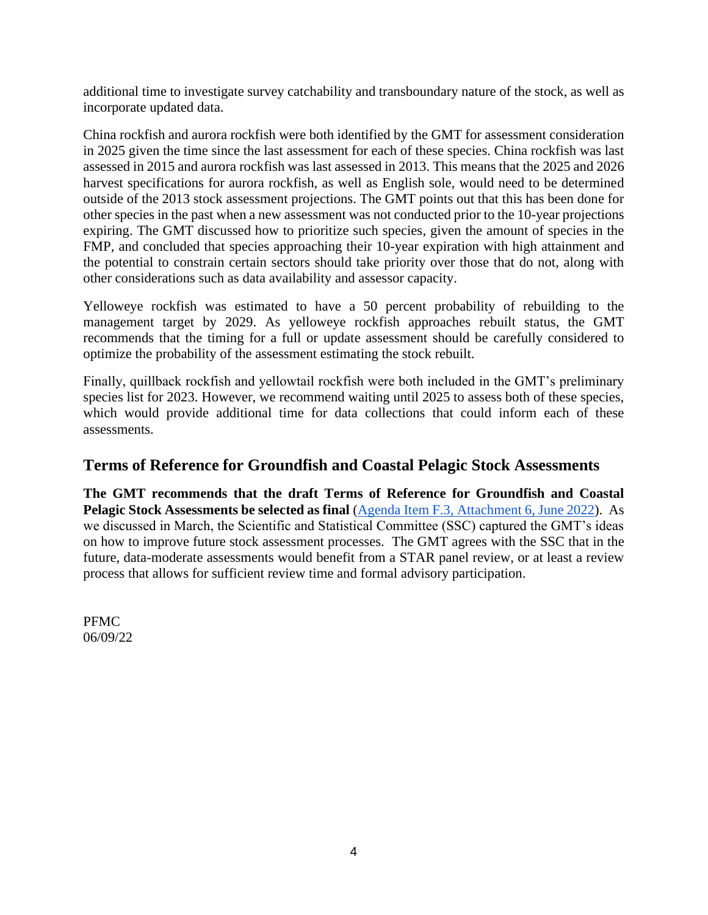additional time to investigate survey catchability and transboundary nature of the stock, as well as incorporate updated data.

China rockfish and aurora rockfish were both identified by the GMT for assessment consideration in 2025 given the time since the last assessment for each of these species. China rockfish was last assessed in 2015 and aurora rockfish was last assessed in 2013. This means that the 2025 and 2026 harvest specifications for aurora rockfish, as well as English sole, would need to be determined outside of the 2013 stock assessment projections. The GMT points out that this has been done for other species in the past when a new assessment was not conducted prior to the 10-year projections expiring. The GMT discussed how to prioritize such species, given the amount of species in the FMP, and concluded that species approaching their 10-year expiration with high attainment and the potential to constrain certain sectors should take priority over those that do not, along with other considerations such as data availability and assessor capacity.

Yelloweye rockfish was estimated to have a 50 percent probability of rebuilding to the management target by 2029. As yelloweye rockfish approaches rebuilt status, the GMT recommends that the timing for a full or update assessment should be carefully considered to optimize the probability of the assessment estimating the stock rebuilt.

Finally, quillback rockfish and yellowtail rockfish were both included in the GMT's preliminary species list for 2023. However, we recommend waiting until 2025 to assess both of these species, which would provide additional time for data collections that could inform each of these assessments.

## Terms of Reference for Groundfish and Coastal Pelagic Stock Assessments

**The GMT recommends that the draft Terms of Reference for Groundfish and Coastal Pelagic Stock Assessments be selected as final** (Agenda Item F.3, Attachment 6, June 2022). As we discussed in March, the Scientific and Statistical Committee (SSC) captured the GMT's ideas on how to improve future stock assessment processes. The GMT agrees with the SSC that in the future, data-moderate assessments would benefit from a STAR panel review, or at least a review process that allows for sufficient review time and formal advisory participation.

PFMC
06/09/22